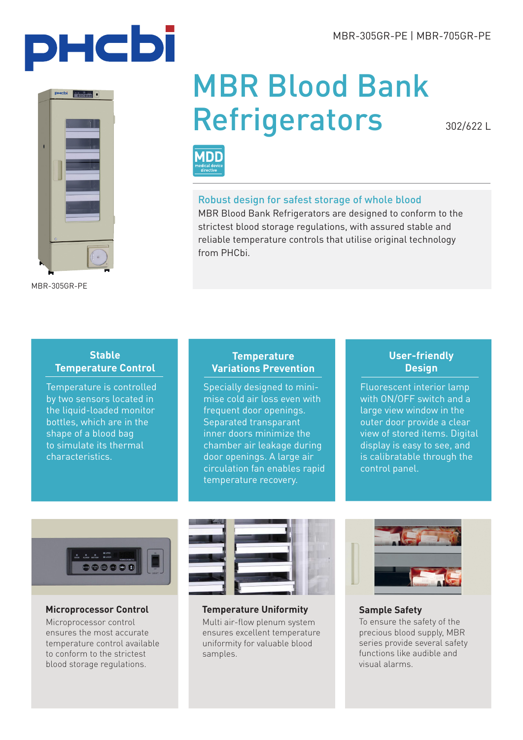MBR-305GR-PE | MBR-705GR-PE

# MBR Blood Bank Refrigerators

302/622 L

MDD medical device directive

MBR-305GR-PE

## Robust design for safest storage of whole blood

MBR Blood Bank Refrigerators are designed to conform to the strictest blood storage regulations, with assured stable and reliable temperature controls that utilise original technology from PHCbi.

### Stable Temperature Control

Temperature is controlled by two sensors located in the liquid-loaded monitor bottles, which are in the shape of a blood bag to simulate its thermal characteristics.

### Temperature Variations Prevention

Specially designed to minimise cold air loss even with frequent door openings. Separated transparant inner doors minimize the chamber air leakage during door openings. A large air circulation fan enables rapid temperature recovery.

### User-friendly Design

Fluorescent interior lamp with ON/OFF switch and a large view window in the outer door provide a clear view of stored items. Digital display is easy to see, and is calibratable through the control panel.

### Microprocessor Control

Microprocessor control ensures the most accurate temperature control available to conform to the strictest blood storage regulations.

### Temperature Uniformity

Multi air-flow plenum system ensures excellent temperature uniformity for valuable blood samples.

### Sample Safety

To ensure the safety of the precious blood supply, MBR series provide several safety functions like audible and visual alarms.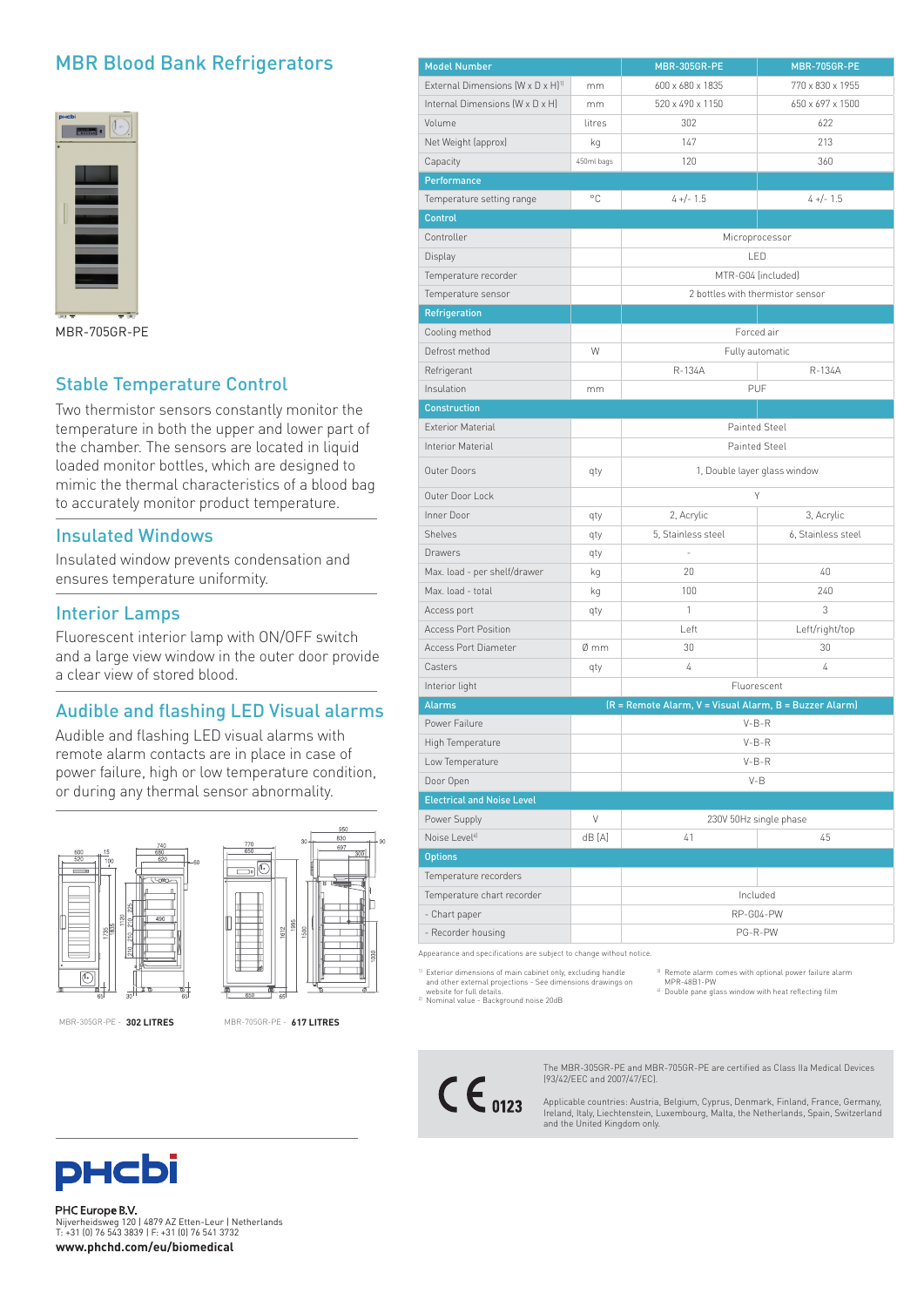# MBR Blood Bank Refrigerators

MBR-705GR-PE

## Stable Temperature Control

Two thermistor sensors constantly monitor the temperature in both the upper and lower part of the chamber. The sensors are located in liquid loaded monitor bottles, which are designed to mimic the thermal characteristics of a blood bag to accurately monitor product temperature.

## Insulated Windows

Insulated window prevents condensation and ensures temperature uniformity.

## Interior Lamps

Fluorescent interior lamp with ON/OFF switch and a large view window in the outer door provide a clear view of stored blood.

## Audible and flashing LED Visual alarms

Audible and flashing LED visual alarms with remote alarm contacts are in place in case of power failure, high or low temperature condition, or during any thermal sensor abnormality.

MBR-305GR-PE - **302 LITRES**

MBR-705GR-PE - **617 LITRES**

| Model Number | | MBR-305GR-PE | MBR-705GR-PE |
|---|---|---|---|
| External Dimensions (W x D x H)[1] | mm | 600 x 680 x 1835 | 770 x 830 x 1955 |
| Internal Dimensions (W x D x H) | mm | 520 x 490 x 1150 | 650 x 697 x 1500 |
| Volume | litres | 302 | 622 |
| Net Weight (approx) | kg | 147 | 213 |
| Capacity | 450ml bags | 120 | 360 |
| **Performance** | | | |
| Temperature setting range | °C | 4 +/- 1.5 | 4 +/- 1.5 |
| **Control** | | | |
| Controller | | Microprocessor | |
| Display | | LED | |
| Temperature recorder | | MTR-G04 (included) | |
| Temperature sensor | | 2 bottles with thermistor sensor | |
| **Refrigeration** | | | |
| Cooling method | | Forced air | |
| Defrost method | W | Fully automatic | |
| Refrigerant | | R-134A | R-134A |
| Insulation | mm | PUF | |
| **Construction** | | | |
| Exterior Material | | Painted Steel | |
| Interior Material | | Painted Steel | |
| Outer Doors | qty | 1, Double layer glass window | |
| Outer Door Lock | | Y | |
| Inner Door | qty | 2, Acrylic | 3, Acrylic |
| Shelves | qty | 5, Stainless steel | 6, Stainless steel |
| Drawers | qty | - | |
| Max. load - per shelf/drawer | kg | 20 | 40 |
| Max. load - total | kg | 100 | 240 |
| Access port | qty | 1 | 3 |
| Access Port Position | | Left | Left/right/top |
| Access Port Diameter | Ø mm | 30 | 30 |
| Casters | qty | 4 | 4 |
| Interior light | | Fluorescent | |
| **Alarms** | | (R = Remote Alarm, V = Visual Alarm, B = Buzzer Alarm) | |
| Power Failure | | V-B-R | |
| High Temperature | | V-B-R | |
| Low Temperature | | V-B-R | |
| Door Open | | V-B | |
| **Electrical and Noise Level** | | | |
| Power Supply | V | 230V 50Hz single phase | |
| Noise Level[2] | dB (A) | 41 | 45 |
| **Options** | | | |
| Temperature recorders | | | |
| Temperature chart recorder | | Included | |
| - Chart paper | | RP-G04-PW | |
| - Recorder housing | | PG-R-PW | |

Appearance and specifications are subject to change without notice.

[1] Exterior dimensions of main cabinet only, excluding handle and other external projections - See dimensions drawings on website for full details.
[2] Nominal value - Background noise 20dB
[3] Remote alarm comes with optional power failure alarm MPR-48B1-PW
[4] Double pane glass window with heat reflecting film

CE 0123

The MBR-305GR-PE and MBR-705GR-PE are certified as Class IIa Medical Devices (93/42/EEC and 2007/47/EC).

Applicable countries: Austria, Belgium, Cyprus, Denmark, Finland, France, Germany, Ireland, Italy, Liechtenstein, Luxembourg, Malta, the Netherlands, Spain, Switzerland and the United Kingdom only.

PHC Europe B.V.
Nijverheidsweg 120 | 4879 AZ Etten-Leur | Netherlands
T: +31 (0) 76 543 3839 | F: +31 (0) 76 541 3732
**www.phchd.com/eu/biomedical**